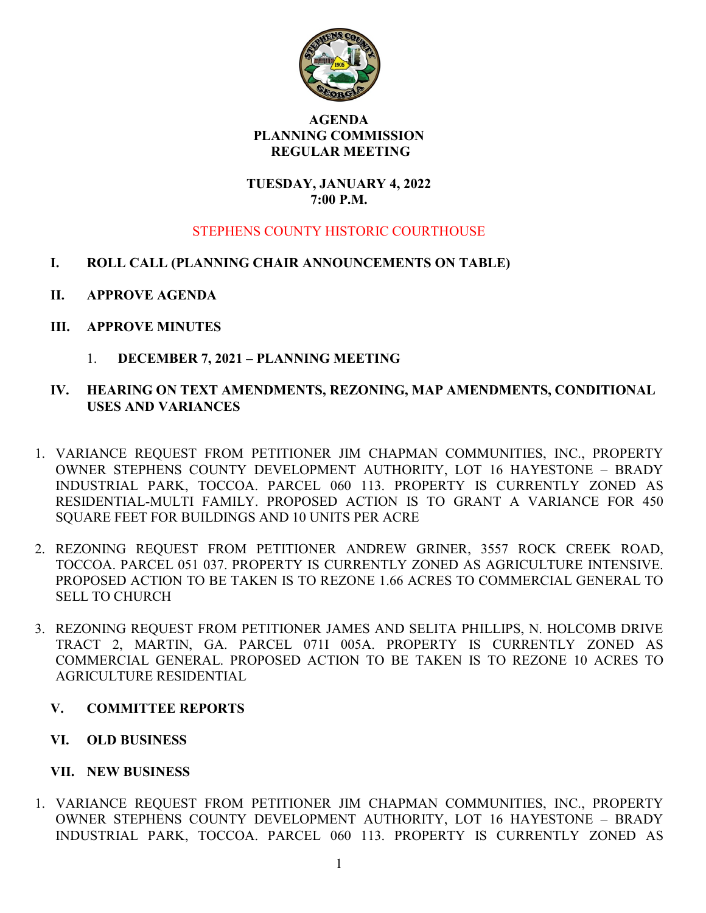# AGENDA
## PLANNING COMMISSION
## REGULAR MEETING

**TUESDAY, JANUARY 4, 2022**
**7:00 P.M.**

STEPHENS COUNTY HISTORIC COURTHOUSE

**I. ROLL CALL (PLANNING CHAIR ANNOUNCEMENTS ON TABLE)**

**II. APPROVE AGENDA**

**III. APPROVE MINUTES**

1. **DECEMBER 7, 2021 – PLANNING MEETING**

**IV. HEARING ON TEXT AMENDMENTS, REZONING, MAP AMENDMENTS, CONDITIONAL USES AND VARIANCES**

1. VARIANCE REQUEST FROM PETITIONER JIM CHAPMAN COMMUNITIES, INC., PROPERTY OWNER STEPHENS COUNTY DEVELOPMENT AUTHORITY, LOT 16 HAYESTONE – BRADY INDUSTRIAL PARK, TOCCOA. PARCEL 060 113. PROPERTY IS CURRENTLY ZONED AS RESIDENTIAL-MULTI FAMILY. PROPOSED ACTION IS TO GRANT A VARIANCE FOR 450 SQUARE FEET FOR BUILDINGS AND 10 UNITS PER ACRE

2. REZONING REQUEST FROM PETITIONER ANDREW GRINER, 3557 ROCK CREEK ROAD, TOCCOA. PARCEL 051 037. PROPERTY IS CURRENTLY ZONED AS AGRICULTURE INTENSIVE. PROPOSED ACTION TO BE TAKEN IS TO REZONE 1.66 ACRES TO COMMERCIAL GENERAL TO SELL TO CHURCH

3. REZONING REQUEST FROM PETITIONER JAMES AND SELITA PHILLIPS, N. HOLCOMB DRIVE TRACT 2, MARTIN, GA. PARCEL 071I 005A. PROPERTY IS CURRENTLY ZONED AS COMMERCIAL GENERAL. PROPOSED ACTION TO BE TAKEN IS TO REZONE 10 ACRES TO AGRICULTURE RESIDENTIAL

**V. COMMITTEE REPORTS**

**VI. OLD BUSINESS**

**VII. NEW BUSINESS**

1. VARIANCE REQUEST FROM PETITIONER JIM CHAPMAN COMMUNITIES, INC., PROPERTY OWNER STEPHENS COUNTY DEVELOPMENT AUTHORITY, LOT 16 HAYESTONE – BRADY INDUSTRIAL PARK, TOCCOA. PARCEL 060 113. PROPERTY IS CURRENTLY ZONED AS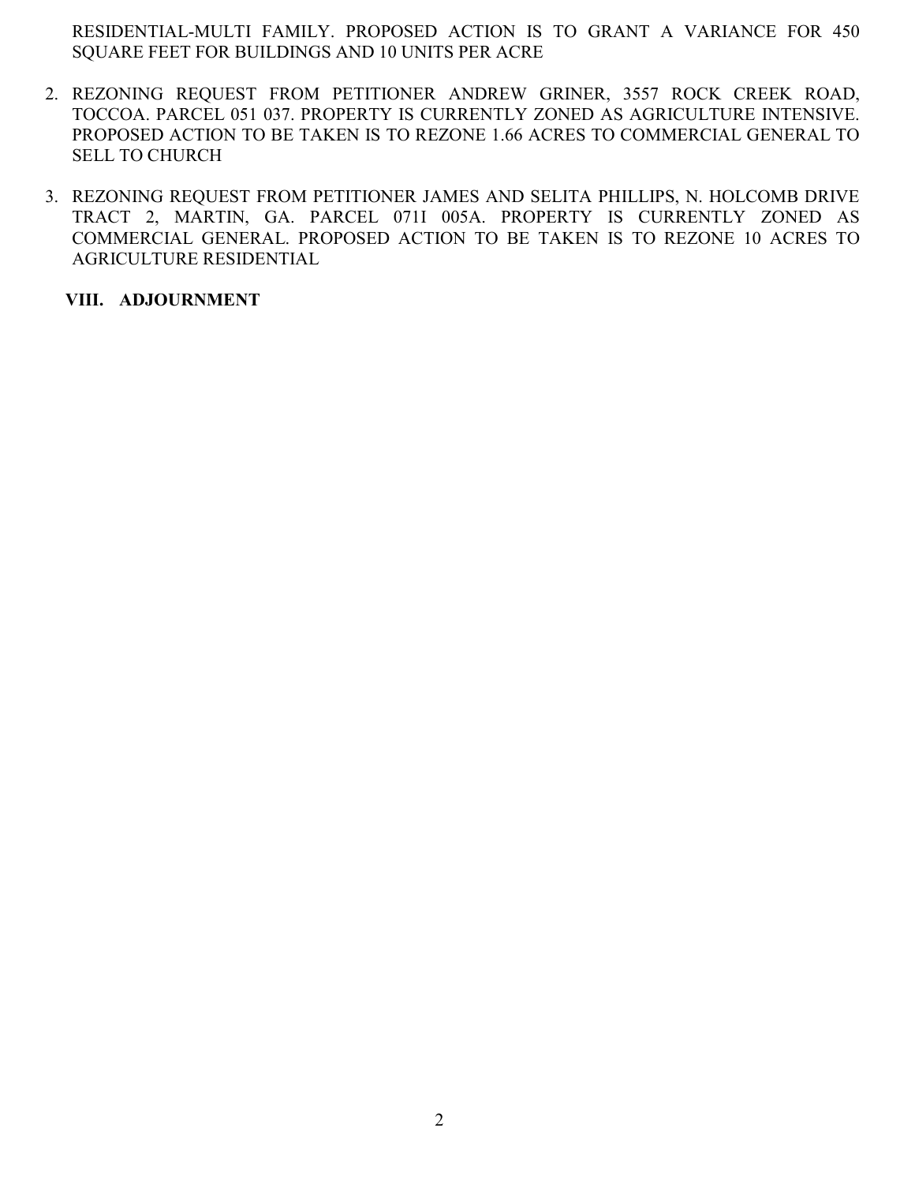RESIDENTIAL-MULTI FAMILY. PROPOSED ACTION IS TO GRANT A VARIANCE FOR 450 SQUARE FEET FOR BUILDINGS AND 10 UNITS PER ACRE

2. REZONING REQUEST FROM PETITIONER ANDREW GRINER, 3557 ROCK CREEK ROAD, TOCCOA. PARCEL 051 037. PROPERTY IS CURRENTLY ZONED AS AGRICULTURE INTENSIVE. PROPOSED ACTION TO BE TAKEN IS TO REZONE 1.66 ACRES TO COMMERCIAL GENERAL TO SELL TO CHURCH

3. REZONING REQUEST FROM PETITIONER JAMES AND SELITA PHILLIPS, N. HOLCOMB DRIVE TRACT 2, MARTIN, GA. PARCEL 071I 005A. PROPERTY IS CURRENTLY ZONED AS COMMERCIAL GENERAL. PROPOSED ACTION TO BE TAKEN IS TO REZONE 10 ACRES TO AGRICULTURE RESIDENTIAL

**VIII. ADJOURNMENT**